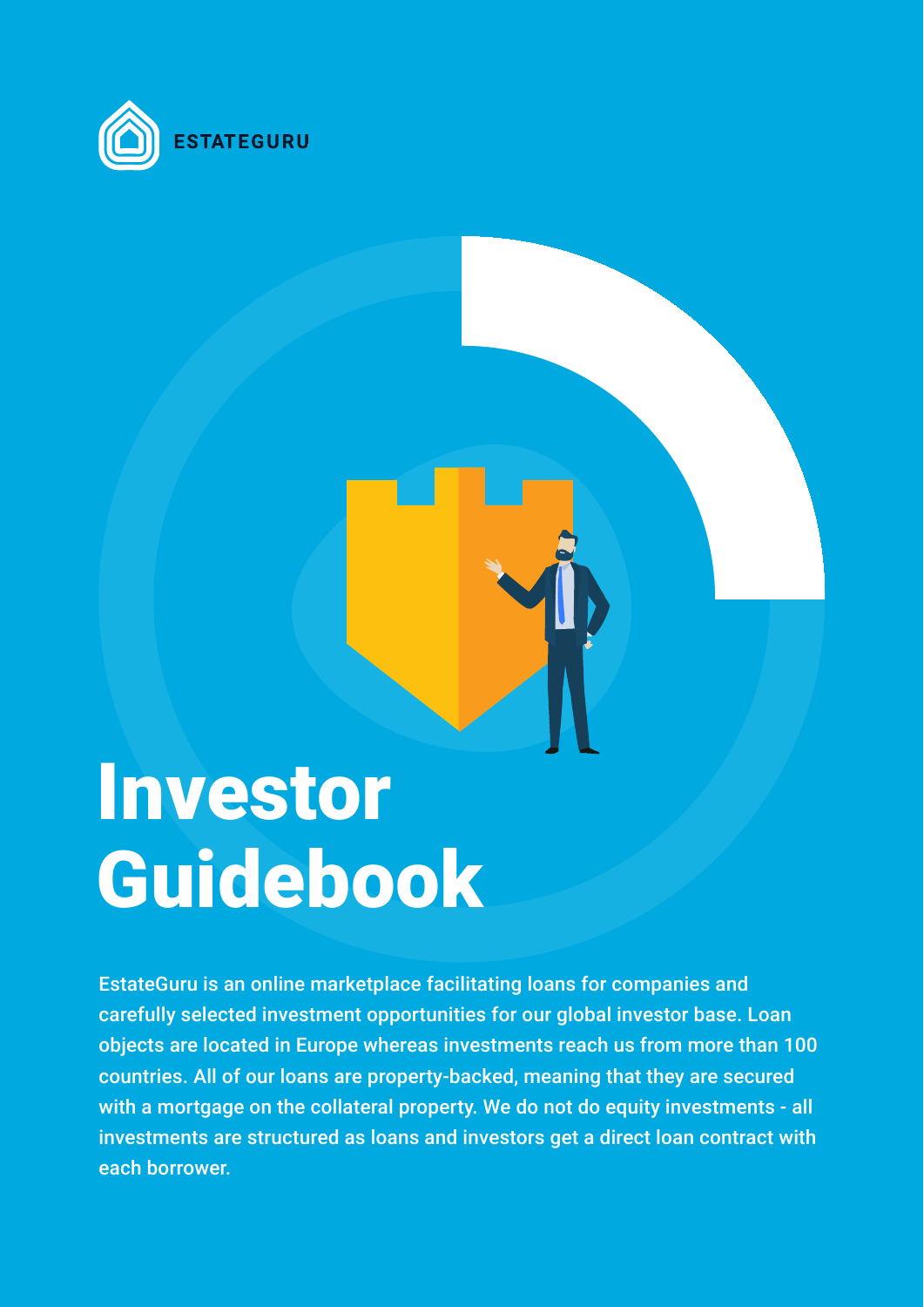ESTATEGURU

# Investor Guidebook

EstateGuru is an online marketplace facilitating loans for companies and carefully selected investment opportunities for our global investor base. Loan objects are located in Europe whereas investments reach us from more than 100 countries. All of our loans are property-backed, meaning that they are secured with a mortgage on the collateral property. We do not do equity investments - all investments are structured as loans and investors get a direct loan contract with each borrower.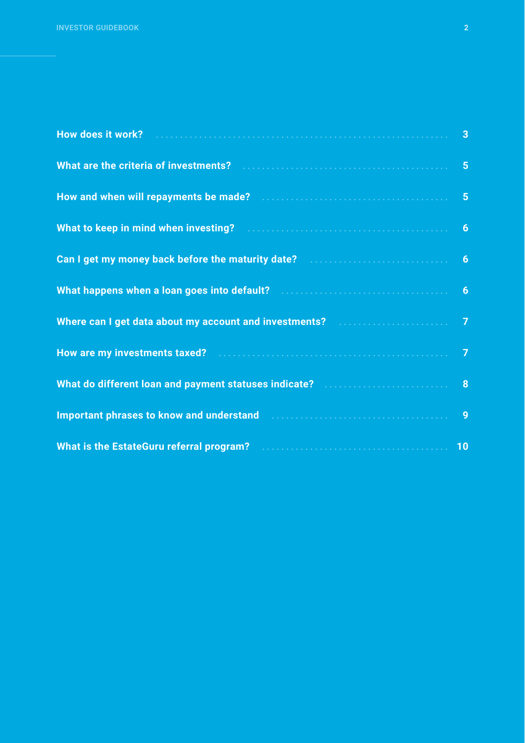| | |
|---|---|
| **How does it work?** | **3** |
| **What are the criteria of investments?** | **5** |
| **How and when will repayments be made?** | **5** |
| **What to keep in mind when investing?** | **6** |
| **Can I get my money back before the maturity date?** | **6** |
| **What happens when a loan goes into default?** | **6** |
| **Where can I get data about my account and investments?** | **7** |
| **How are my investments taxed?** | **7** |
| **What do different loan and payment statuses indicate?** | **8** |
| **Important phrases to know and understand** | **9** |
| **What is the EstateGuru referral program?** | **10** |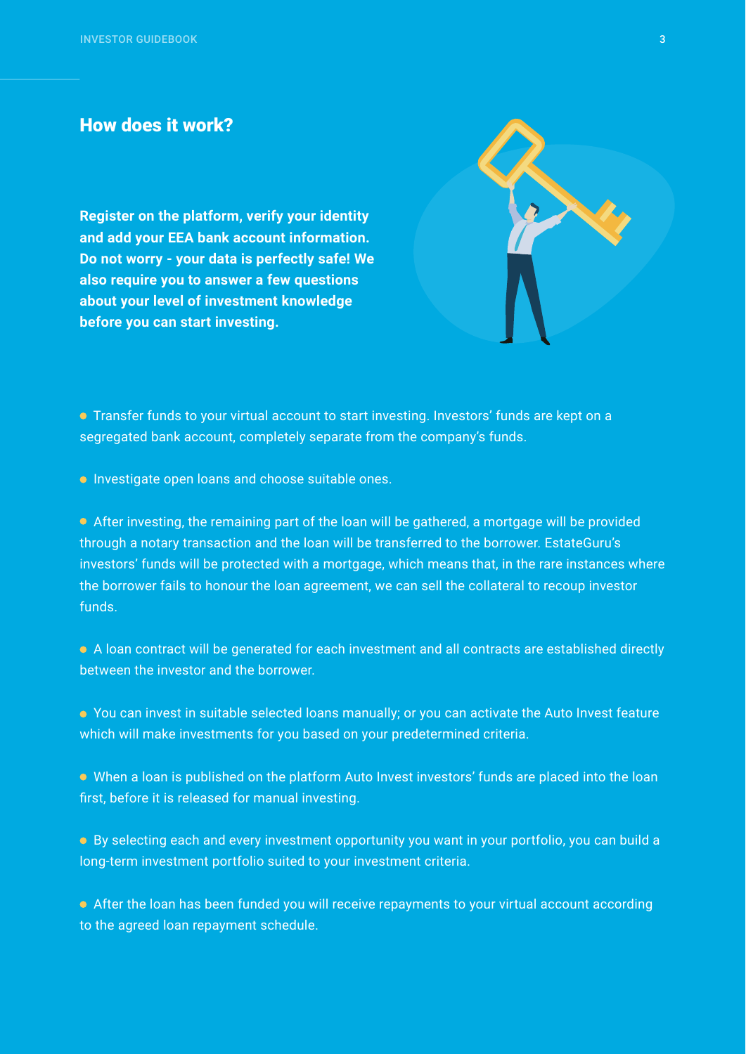## How does it work?

**Register on the platform, verify your identity and add your EEA bank account information. Do not worry - your data is perfectly safe! We also require you to answer a few questions about your level of investment knowledge before you can start investing.**

- Transfer funds to your virtual account to start investing. Investors' funds are kept on a segregated bank account, completely separate from the company's funds.
- Investigate open loans and choose suitable ones.
- After investing, the remaining part of the loan will be gathered, a mortgage will be provided through a notary transaction and the loan will be transferred to the borrower. EstateGuru's investors' funds will be protected with a mortgage, which means that, in the rare instances where the borrower fails to honour the loan agreement, we can sell the collateral to recoup investor funds.
- A loan contract will be generated for each investment and all contracts are established directly between the investor and the borrower.
- You can invest in suitable selected loans manually; or you can activate the Auto Invest feature which will make investments for you based on your predetermined criteria.
- When a loan is published on the platform Auto Invest investors' funds are placed into the loan first, before it is released for manual investing.
- By selecting each and every investment opportunity you want in your portfolio, you can build a long-term investment portfolio suited to your investment criteria.
- After the loan has been funded you will receive repayments to your virtual account according to the agreed loan repayment schedule.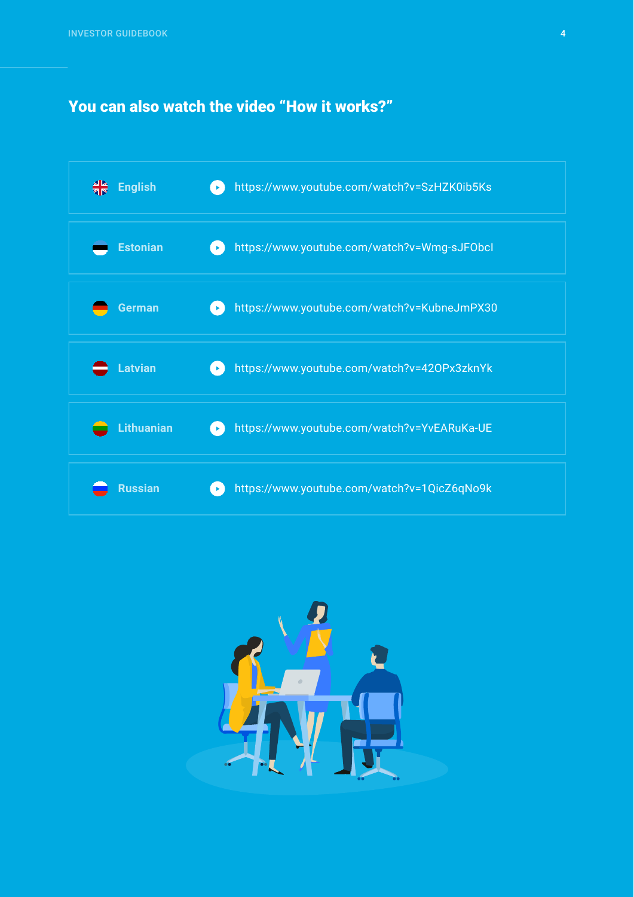## You can also watch the video "How it works?"

| Language | Video |
| --- | --- |
| English | https://www.youtube.com/watch?v=SzHZK0ib5Ks |
| Estonian | https://www.youtube.com/watch?v=Wmg-sJFObcI |
| German | https://www.youtube.com/watch?v=KubneJmPX30 |
| Latvian | https://www.youtube.com/watch?v=42OPx3zknYk |
| Lithuanian | https://www.youtube.com/watch?v=YvEARuKa-UE |
| Russian | https://www.youtube.com/watch?v=1QicZ6qNo9k |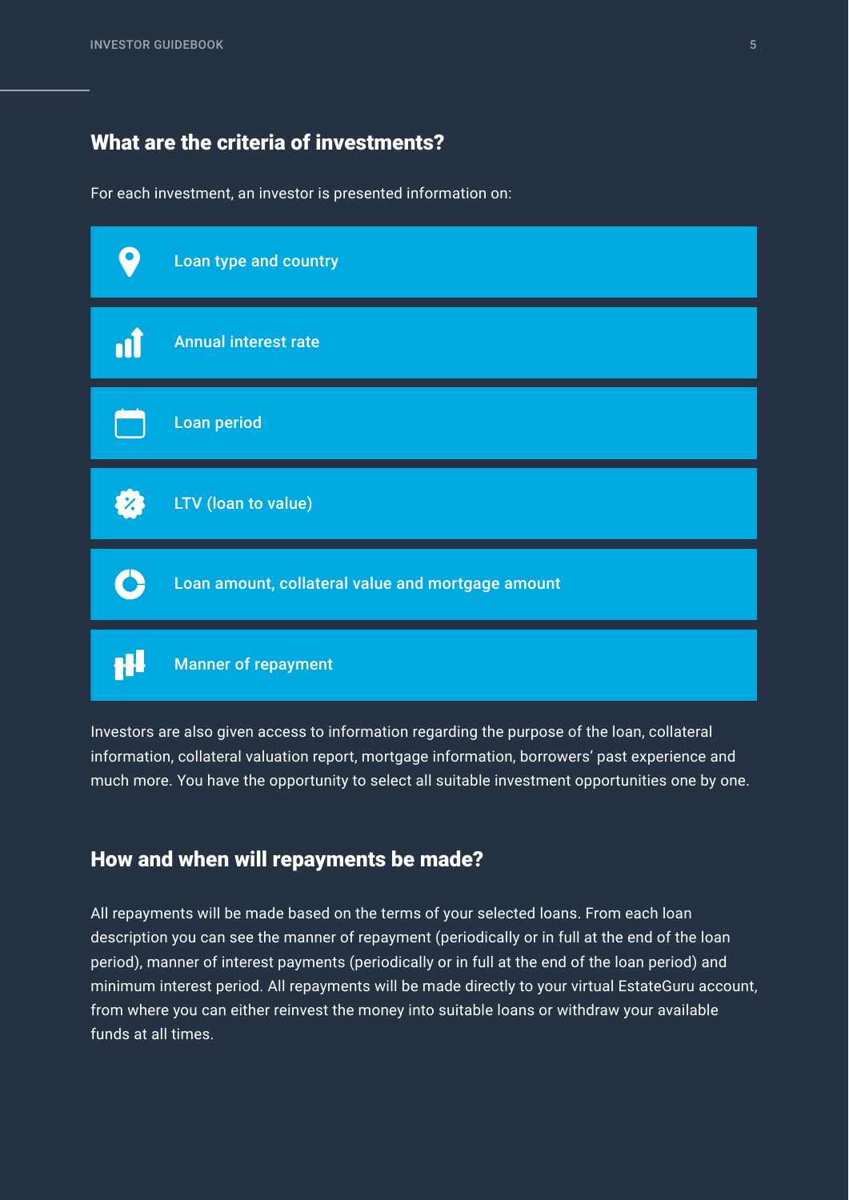## What are the criteria of investments?

For each investment, an investor is presented information on:

- Loan type and country
- Annual interest rate
- Loan period
- LTV (loan to value)
- Loan amount, collateral value and mortgage amount
- Manner of repayment

Investors are also given access to information regarding the purpose of the loan, collateral information, collateral valuation report, mortgage information, borrowers' past experience and much more. You have the opportunity to select all suitable investment opportunities one by one.

## How and when will repayments be made?

All repayments will be made based on the terms of your selected loans. From each loan description you can see the manner of repayment (periodically or in full at the end of the loan period), manner of interest payments (periodically or in full at the end of the loan period) and minimum interest period. All repayments will be made directly to your virtual EstateGuru account, from where you can either reinvest the money into suitable loans or withdraw your available funds at all times.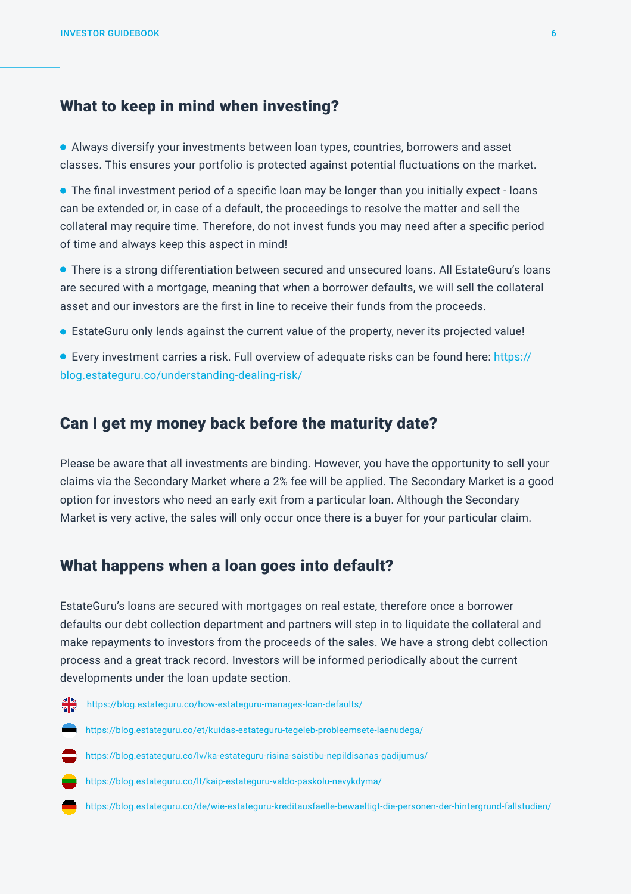## What to keep in mind when investing?

- Always diversify your investments between loan types, countries, borrowers and asset classes. This ensures your portfolio is protected against potential fluctuations on the market.
- The final investment period of a specific loan may be longer than you initially expect - loans can be extended or, in case of a default, the proceedings to resolve the matter and sell the collateral may require time. Therefore, do not invest funds you may need after a specific period of time and always keep this aspect in mind!
- There is a strong differentiation between secured and unsecured loans. All EstateGuru's loans are secured with a mortgage, meaning that when a borrower defaults, we will sell the collateral asset and our investors are the first in line to receive their funds from the proceeds.
- EstateGuru only lends against the current value of the property, never its projected value!
- Every investment carries a risk. Full overview of adequate risks can be found here: https://blog.estateguru.co/understanding-dealing-risk/

## Can I get my money back before the maturity date?

Please be aware that all investments are binding. However, you have the opportunity to sell your claims via the Secondary Market where a 2% fee will be applied. The Secondary Market is a good option for investors who need an early exit from a particular loan. Although the Secondary Market is very active, the sales will only occur once there is a buyer for your particular claim.

## What happens when a loan goes into default?

EstateGuru's loans are secured with mortgages on real estate, therefore once a borrower defaults our debt collection department and partners will step in to liquidate the collateral and make repayments to investors from the proceeds of the sales. We have a strong debt collection process and a great track record. Investors will be informed periodically about the current developments under the loan update section.

- https://blog.estateguru.co/how-estateguru-manages-loan-defaults/
- https://blog.estateguru.co/et/kuidas-estateguru-tegeleb-probleemsete-laenudega/
- https://blog.estateguru.co/lv/ka-estateguru-risina-saistibu-nepildisanas-gadijumus/
- https://blog.estateguru.co/lt/kaip-estateguru-valdo-paskolu-nevykdyma/
- https://blog.estateguru.co/de/wie-estateguru-kreditausfaelle-bewaeltigt-die-personen-der-hintergrund-fallstudien/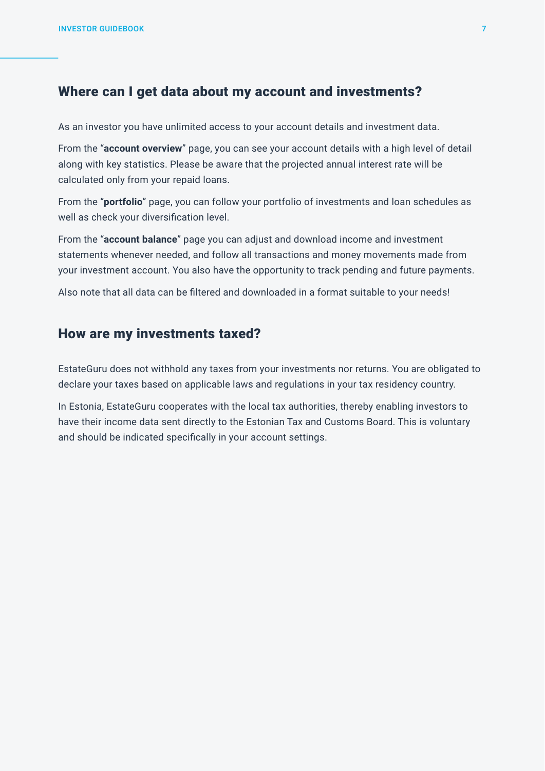## Where can I get data about my account and investments?

As an investor you have unlimited access to your account details and investment data.

From the "**account overview**" page, you can see your account details with a high level of detail along with key statistics. Please be aware that the projected annual interest rate will be calculated only from your repaid loans.

From the "**portfolio**" page, you can follow your portfolio of investments and loan schedules as well as check your diversification level.

From the "**account balance**" page you can adjust and download income and investment statements whenever needed, and follow all transactions and money movements made from your investment account. You also have the opportunity to track pending and future payments.

Also note that all data can be filtered and downloaded in a format suitable to your needs!

## How are my investments taxed?

EstateGuru does not withhold any taxes from your investments nor returns. You are obligated to declare your taxes based on applicable laws and regulations in your tax residency country.

In Estonia, EstateGuru cooperates with the local tax authorities, thereby enabling investors to have their income data sent directly to the Estonian Tax and Customs Board. This is voluntary and should be indicated specifically in your account settings.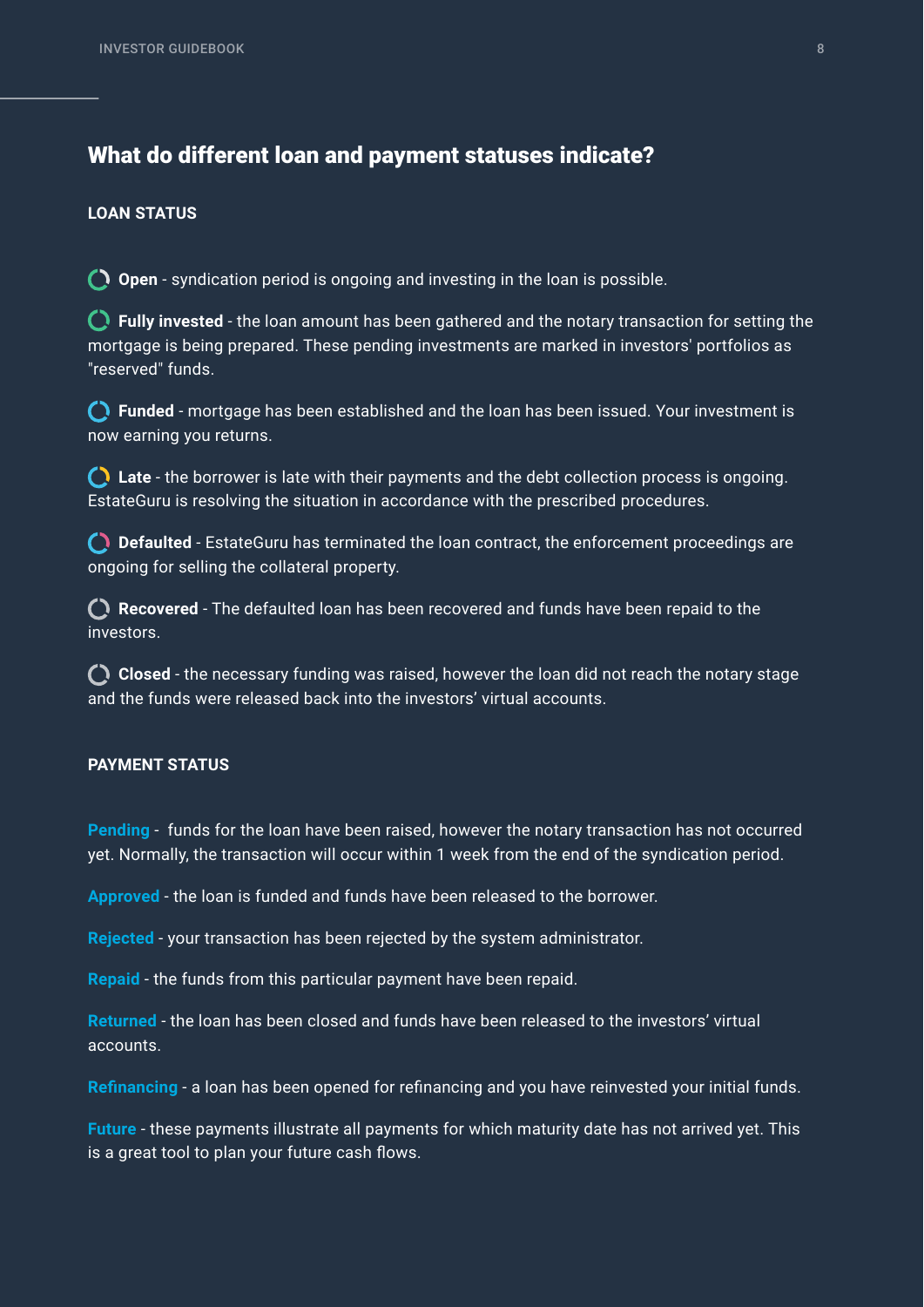## What do different loan and payment statuses indicate?

### LOAN STATUS

**Open** - syndication period is ongoing and investing in the loan is possible.

**Fully invested** - the loan amount has been gathered and the notary transaction for setting the mortgage is being prepared. These pending investments are marked in investors' portfolios as "reserved" funds.

**Funded** - mortgage has been established and the loan has been issued. Your investment is now earning you returns.

**Late** - the borrower is late with their payments and the debt collection process is ongoing. EstateGuru is resolving the situation in accordance with the prescribed procedures.

**Defaulted** - EstateGuru has terminated the loan contract, the enforcement proceedings are ongoing for selling the collateral property.

**Recovered** - The defaulted loan has been recovered and funds have been repaid to the investors.

**Closed** - the necessary funding was raised, however the loan did not reach the notary stage and the funds were released back into the investors’ virtual accounts.

### PAYMENT STATUS

**Pending** - funds for the loan have been raised, however the notary transaction has not occurred yet. Normally, the transaction will occur within 1 week from the end of the syndication period.

**Approved** - the loan is funded and funds have been released to the borrower.

**Rejected** - your transaction has been rejected by the system administrator.

**Repaid** - the funds from this particular payment have been repaid.

**Returned** - the loan has been closed and funds have been released to the investors’ virtual accounts.

**Refinancing** - a loan has been opened for refinancing and you have reinvested your initial funds.

**Future** - these payments illustrate all payments for which maturity date has not arrived yet. This is a great tool to plan your future cash flows.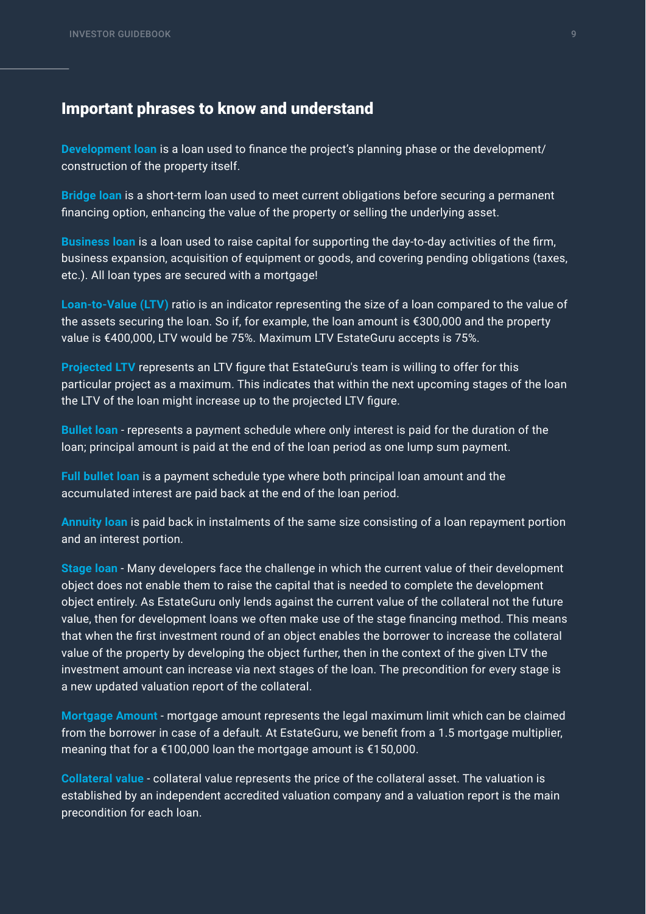## Important phrases to know and understand

**Development loan** is a loan used to finance the project's planning phase or the development/construction of the property itself.

**Bridge loan** is a short-term loan used to meet current obligations before securing a permanent financing option, enhancing the value of the property or selling the underlying asset.

**Business loan** is a loan used to raise capital for supporting the day-to-day activities of the firm, business expansion, acquisition of equipment or goods, and covering pending obligations (taxes, etc.). All loan types are secured with a mortgage!

**Loan-to-Value (LTV)** ratio is an indicator representing the size of a loan compared to the value of the assets securing the loan. So if, for example, the loan amount is €300,000 and the property value is €400,000, LTV would be 75%. Maximum LTV EstateGuru accepts is 75%.

**Projected LTV** represents an LTV figure that EstateGuru's team is willing to offer for this particular project as a maximum. This indicates that within the next upcoming stages of the loan the LTV of the loan might increase up to the projected LTV figure.

**Bullet loan** - represents a payment schedule where only interest is paid for the duration of the loan; principal amount is paid at the end of the loan period as one lump sum payment.

**Full bullet loan** is a payment schedule type where both principal loan amount and the accumulated interest are paid back at the end of the loan period.

**Annuity loan** is paid back in instalments of the same size consisting of a loan repayment portion and an interest portion.

**Stage loan** - Many developers face the challenge in which the current value of their development object does not enable them to raise the capital that is needed to complete the development object entirely. As EstateGuru only lends against the current value of the collateral not the future value, then for development loans we often make use of the stage financing method. This means that when the first investment round of an object enables the borrower to increase the collateral value of the property by developing the object further, then in the context of the given LTV the investment amount can increase via next stages of the loan. The precondition for every stage is a new updated valuation report of the collateral.

**Mortgage Amount** - mortgage amount represents the legal maximum limit which can be claimed from the borrower in case of a default. At EstateGuru, we benefit from a 1.5 mortgage multiplier, meaning that for a €100,000 loan the mortgage amount is €150,000.

**Collateral value** - collateral value represents the price of the collateral asset. The valuation is established by an independent accredited valuation company and a valuation report is the main precondition for each loan.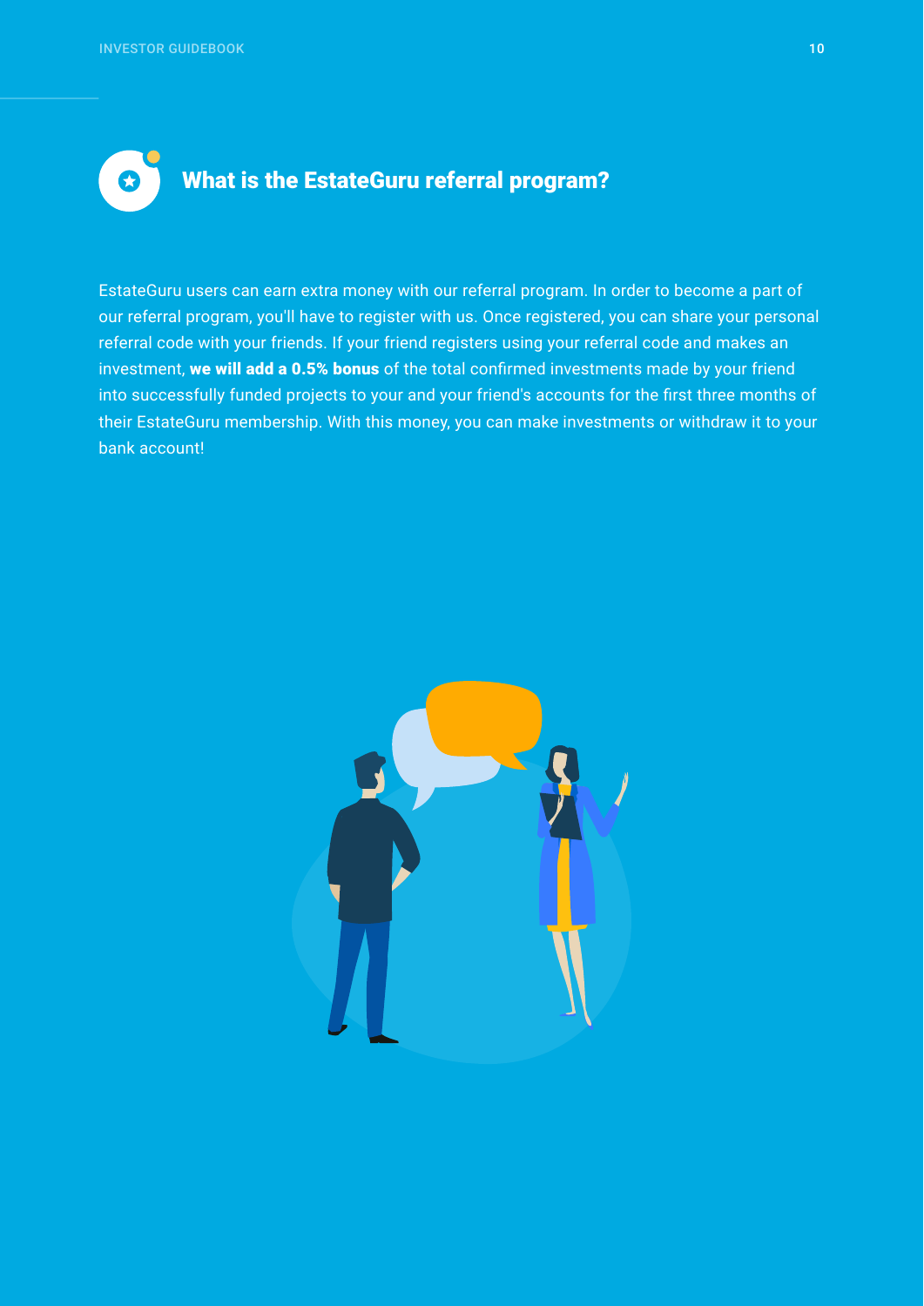## What is the EstateGuru referral program?

EstateGuru users can earn extra money with our referral program. In order to become a part of our referral program, you'll have to register with us. Once registered, you can share your personal referral code with your friends. If your friend registers using your referral code and makes an investment, **we will add a 0.5% bonus** of the total confirmed investments made by your friend into successfully funded projects to your and your friend's accounts for the first three months of their EstateGuru membership. With this money, you can make investments or withdraw it to your bank account!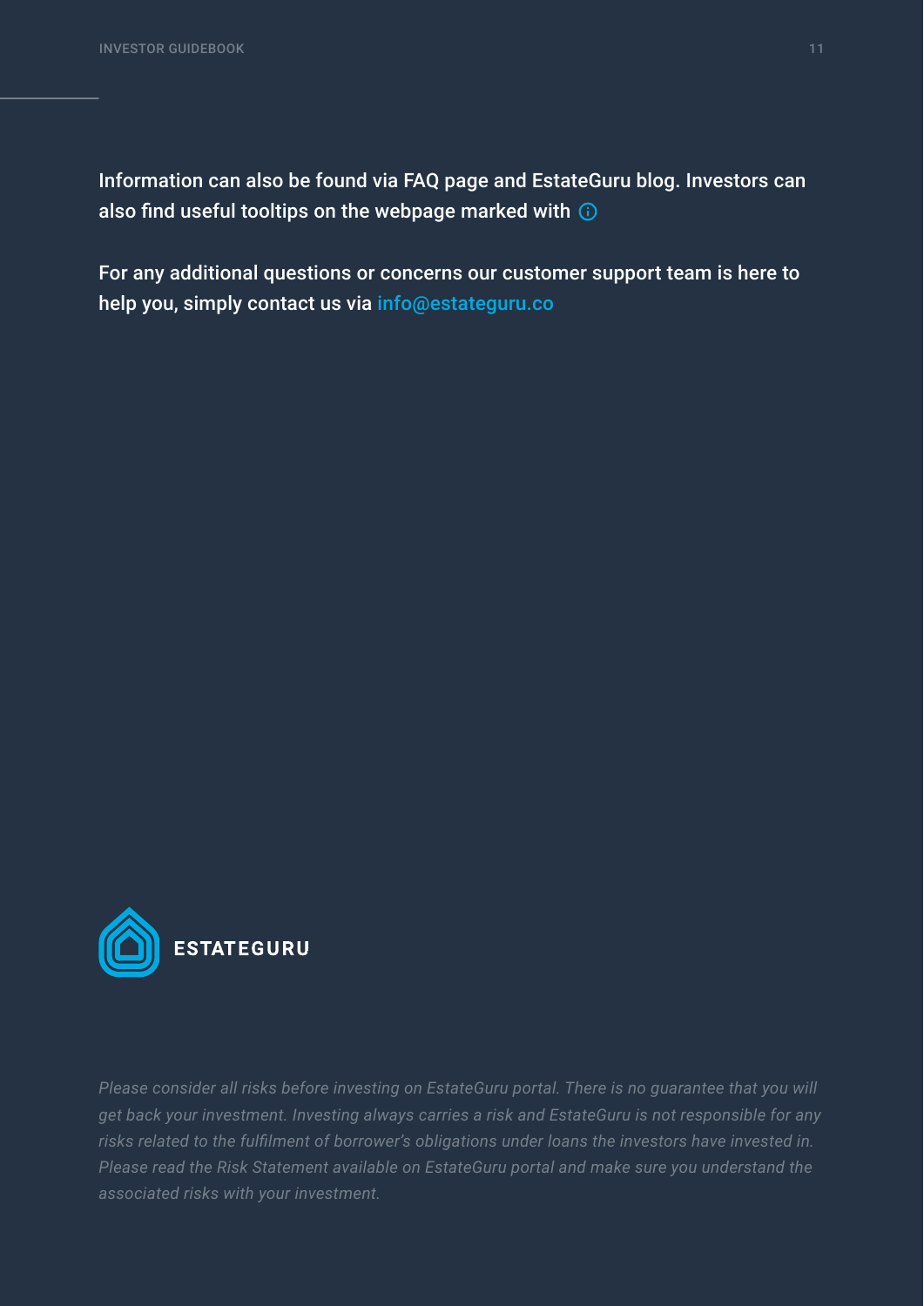Information can also be found via FAQ page and EstateGuru blog. Investors can also find useful tooltips on the webpage marked with ⓘ

For any additional questions or concerns our customer support team is here to help you, simply contact us via info@estateguru.co

ESTATEGURU

*Please consider all risks before investing on EstateGuru portal. There is no guarantee that you will get back your investment. Investing always carries a risk and EstateGuru is not responsible for any risks related to the fulfilment of borrower's obligations under loans the investors have invested in. Please read the Risk Statement available on EstateGuru portal and make sure you understand the associated risks with your investment.*